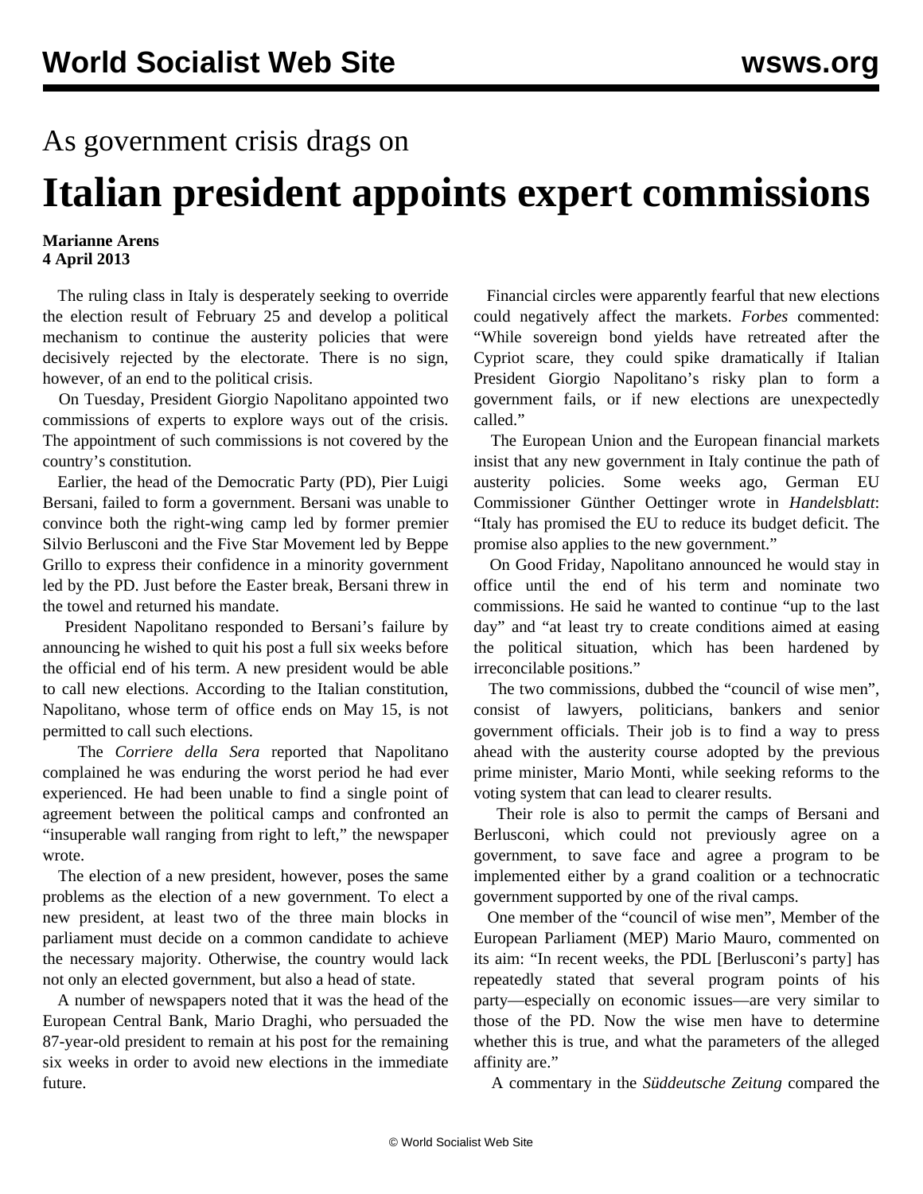As government crisis drags on

# Italian president appoints expert commissions

**Marianne Arens**
**4 April 2013**

The ruling class in Italy is desperately seeking to override the election result of February 25 and develop a political mechanism to continue the austerity policies that were decisively rejected by the electorate. There is no sign, however, of an end to the political crisis.

On Tuesday, President Giorgio Napolitano appointed two commissions of experts to explore ways out of the crisis. The appointment of such commissions is not covered by the country's constitution.

Earlier, the head of the Democratic Party (PD), Pier Luigi Bersani, failed to form a government. Bersani was unable to convince both the right-wing camp led by former premier Silvio Berlusconi and the Five Star Movement led by Beppe Grillo to express their confidence in a minority government led by the PD. Just before the Easter break, Bersani threw in the towel and returned his mandate.

President Napolitano responded to Bersani's failure by announcing he wished to quit his post a full six weeks before the official end of his term. A new president would be able to call new elections. According to the Italian constitution, Napolitano, whose term of office ends on May 15, is not permitted to call such elections.

The *Corriere della Sera* reported that Napolitano complained he was enduring the worst period he had ever experienced. He had been unable to find a single point of agreement between the political camps and confronted an "insuperable wall ranging from right to left," the newspaper wrote.

The election of a new president, however, poses the same problems as the election of a new government. To elect a new president, at least two of the three main blocks in parliament must decide on a common candidate to achieve the necessary majority. Otherwise, the country would lack not only an elected government, but also a head of state.

A number of newspapers noted that it was the head of the European Central Bank, Mario Draghi, who persuaded the 87-year-old president to remain at his post for the remaining six weeks in order to avoid new elections in the immediate future.

Financial circles were apparently fearful that new elections could negatively affect the markets. *Forbes* commented: "While sovereign bond yields have retreated after the Cypriot scare, they could spike dramatically if Italian President Giorgio Napolitano's risky plan to form a government fails, or if new elections are unexpectedly called."

The European Union and the European financial markets insist that any new government in Italy continue the path of austerity policies. Some weeks ago, German EU Commissioner Günther Oettinger wrote in *Handelsblatt*: "Italy has promised the EU to reduce its budget deficit. The promise also applies to the new government."

On Good Friday, Napolitano announced he would stay in office until the end of his term and nominate two commissions. He said he wanted to continue "up to the last day" and "at least try to create conditions aimed at easing the political situation, which has been hardened by irreconcilable positions."

The two commissions, dubbed the "council of wise men", consist of lawyers, politicians, bankers and senior government officials. Their job is to find a way to press ahead with the austerity course adopted by the previous prime minister, Mario Monti, while seeking reforms to the voting system that can lead to clearer results.

Their role is also to permit the camps of Bersani and Berlusconi, which could not previously agree on a government, to save face and agree a program to be implemented either by a grand coalition or a technocratic government supported by one of the rival camps.

One member of the "council of wise men", Member of the European Parliament (MEP) Mario Mauro, commented on its aim: "In recent weeks, the PDL [Berlusconi's party] has repeatedly stated that several program points of his party—especially on economic issues—are very similar to those of the PD. Now the wise men have to determine whether this is true, and what the parameters of the alleged affinity are."

A commentary in the *Süddeutsche Zeitung* compared the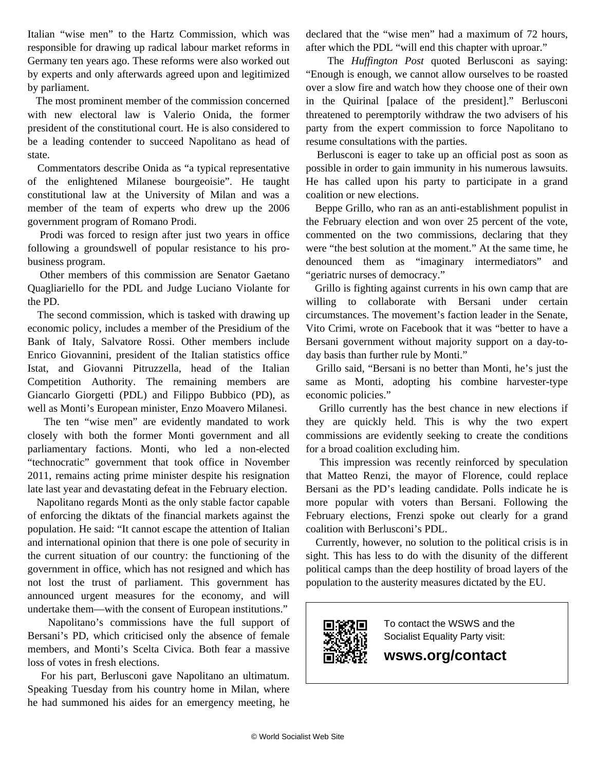Italian "wise men" to the Hartz Commission, which was responsible for drawing up radical labour market reforms in Germany ten years ago. These reforms were also worked out by experts and only afterwards agreed upon and legitimized by parliament.

The most prominent member of the commission concerned with new electoral law is Valerio Onida, the former president of the constitutional court. He is also considered to be a leading contender to succeed Napolitano as head of state.

Commentators describe Onida as "a typical representative of the enlightened Milanese bourgeoisie". He taught constitutional law at the University of Milan and was a member of the team of experts who drew up the 2006 government program of Romano Prodi.

Prodi was forced to resign after just two years in office following a groundswell of popular resistance to his pro-business program.

Other members of this commission are Senator Gaetano Quagliariello for the PDL and Judge Luciano Violante for the PD.

The second commission, which is tasked with drawing up economic policy, includes a member of the Presidium of the Bank of Italy, Salvatore Rossi. Other members include Enrico Giovannini, president of the Italian statistics office Istat, and Giovanni Pitruzzella, head of the Italian Competition Authority. The remaining members are Giancarlo Giorgetti (PDL) and Filippo Bubbico (PD), as well as Monti's European minister, Enzo Moavero Milanesi.

The ten "wise men" are evidently mandated to work closely with both the former Monti government and all parliamentary factions. Monti, who led a non-elected "technocratic" government that took office in November 2011, remains acting prime minister despite his resignation late last year and devastating defeat in the February election.

Napolitano regards Monti as the only stable factor capable of enforcing the diktats of the financial markets against the population. He said: "It cannot escape the attention of Italian and international opinion that there is one pole of security in the current situation of our country: the functioning of the government in office, which has not resigned and which has not lost the trust of parliament. This government has announced urgent measures for the economy, and will undertake them—with the consent of European institutions."

Napolitano's commissions have the full support of Bersani's PD, which criticised only the absence of female members, and Monti's Scelta Civica. Both fear a massive loss of votes in fresh elections.

For his part, Berlusconi gave Napolitano an ultimatum. Speaking Tuesday from his country home in Milan, where he had summoned his aides for an emergency meeting, he declared that the "wise men" had a maximum of 72 hours, after which the PDL "will end this chapter with uproar."

The *Huffington Post* quoted Berlusconi as saying: "Enough is enough, we cannot allow ourselves to be roasted over a slow fire and watch how they choose one of their own in the Quirinal [palace of the president]." Berlusconi threatened to peremptorily withdraw the two advisers of his party from the expert commission to force Napolitano to resume consultations with the parties.

Berlusconi is eager to take up an official post as soon as possible in order to gain immunity in his numerous lawsuits. He has called upon his party to participate in a grand coalition or new elections.

Beppe Grillo, who ran as an anti-establishment populist in the February election and won over 25 percent of the vote, commented on the two commissions, declaring that they were "the best solution at the moment." At the same time, he denounced them as "imaginary intermediators" and "geriatric nurses of democracy."

Grillo is fighting against currents in his own camp that are willing to collaborate with Bersani under certain circumstances. The movement's faction leader in the Senate, Vito Crimi, wrote on Facebook that it was "better to have a Bersani government without majority support on a day-to-day basis than further rule by Monti."

Grillo said, "Bersani is no better than Monti, he's just the same as Monti, adopting his combine harvester-type economic policies."

Grillo currently has the best chance in new elections if they are quickly held. This is why the two expert commissions are evidently seeking to create the conditions for a broad coalition excluding him.

This impression was recently reinforced by speculation that Matteo Renzi, the mayor of Florence, could replace Bersani as the PD's leading candidate. Polls indicate he is more popular with voters than Bersani. Following the February elections, Frenzi spoke out clearly for a grand coalition with Berlusconi's PDL.

Currently, however, no solution to the political crisis is in sight. This has less to do with the disunity of the different political camps than the deep hostility of broad layers of the population to the austerity measures dictated by the EU.

To contact the WSWS and the Socialist Equality Party visit:

**wsws.org/contact**